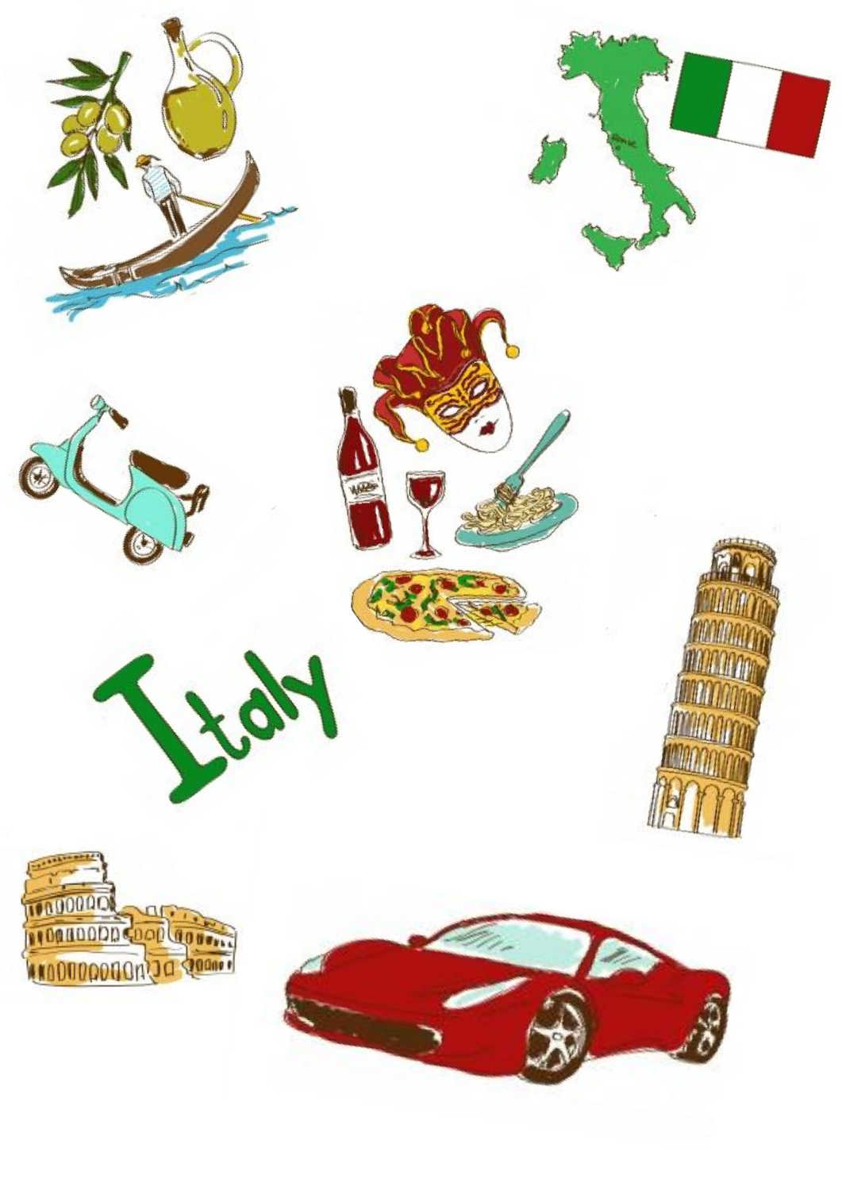Italy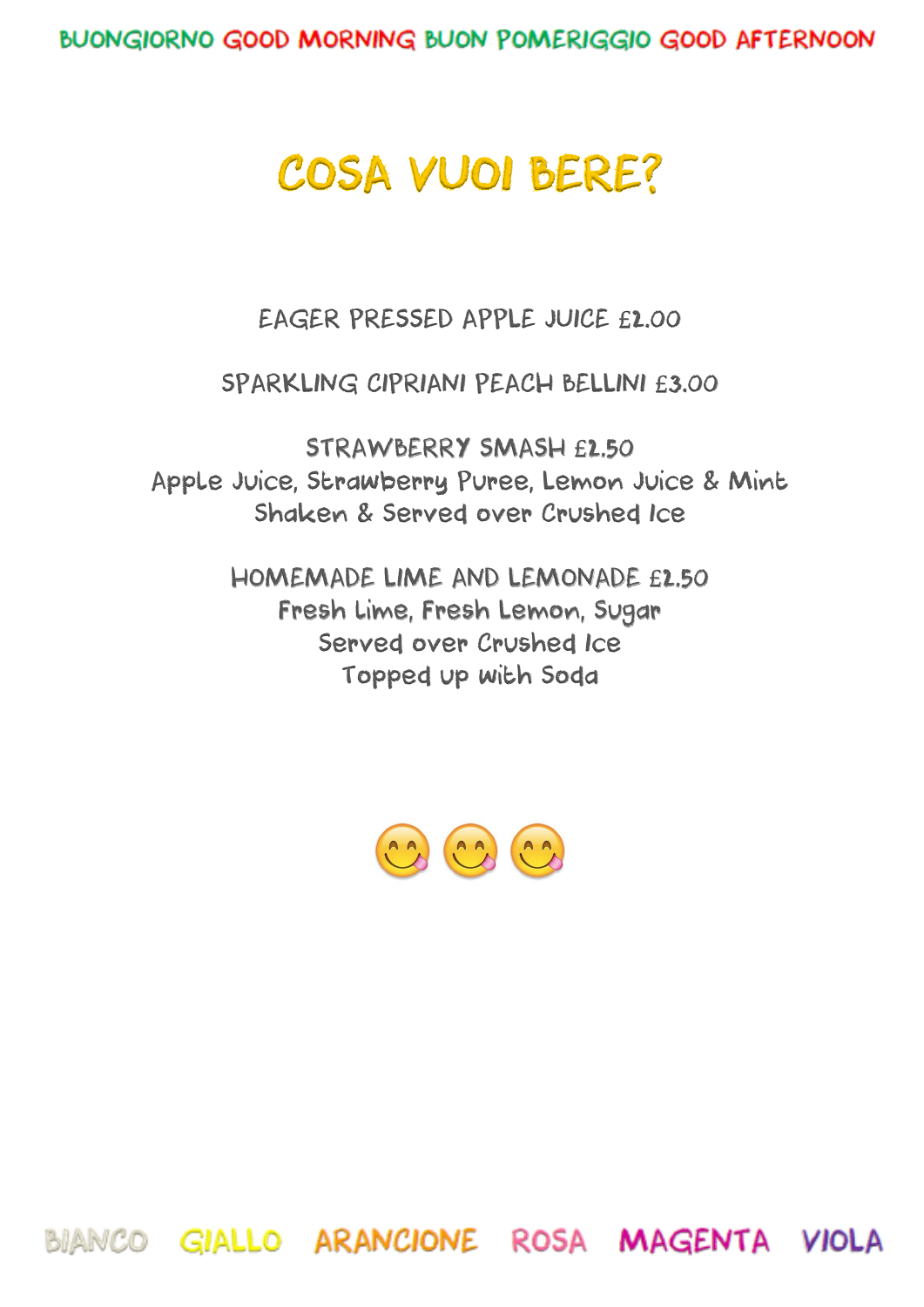BUONGIORNO GOOD MORNING BUON POMERIGGIO GOOD AFTERNOON

# COSA VUOI BERE?

EAGER PRESSED APPLE JUICE £2.00

SPARKLING CIPRIANI PEACH BELLINI £3.00

STRAWBERRY SMASH £2.50
Apple Juice, Strawberry Puree, Lemon Juice & Mint
Shaken & Served over Crushed Ice

HOMEMADE LIME AND LEMONADE £2.50
Fresh Lime, Fresh Lemon, Sugar
Served over Crushed Ice
Topped up with Soda

😋 😋 😋

BIANCO GIALLO ARANCIONE ROSA MAGENTA VIOLA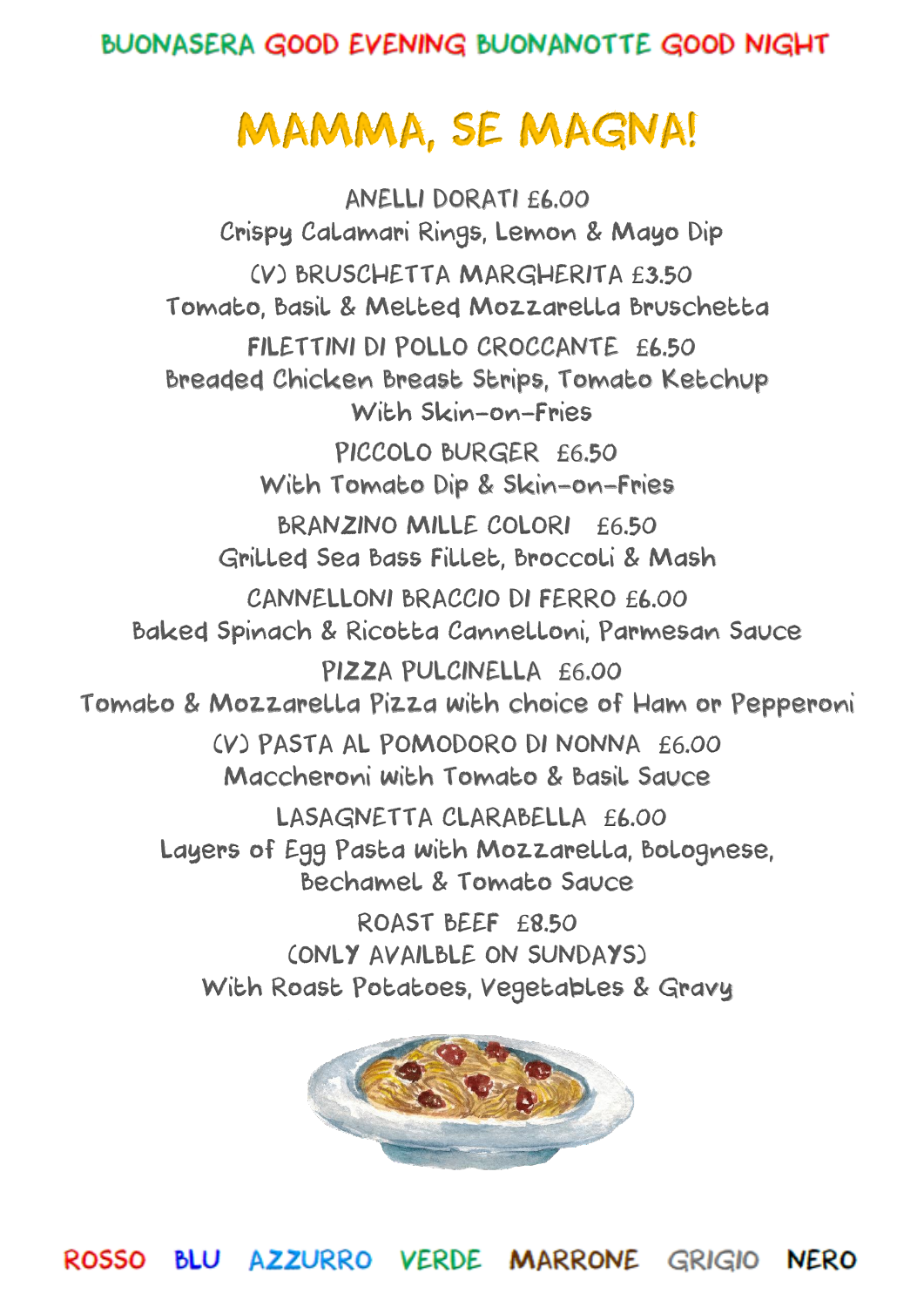BUONASERA GOOD EVENING BUONANOTTE GOOD NIGHT

# MAMMA, SE MAGNA!

ANELLI DORATI £6.00
Crispy Calamari Rings, Lemon & Mayo Dip

(V) BRUSCHETTA MARGHERITA £3.50
Tomato, Basil & Melted Mozzarella Bruschetta

FILETTINI DI POLLO CROCCANTE £6.50
Breaded Chicken Breast Strips, Tomato Ketchup
With Skin-on-Fries

PICCOLO BURGER £6.50
With Tomato Dip & Skin-on-Fries

BRANZINO MILLE COLORI £6.50
Grilled Sea Bass Fillet, Broccoli & Mash

CANNELLONI BRACCIO DI FERRO £6.00
Baked Spinach & Ricotta Cannelloni, Parmesan Sauce

PIZZA PULCINELLA £6.00
Tomato & Mozzarella Pizza with choice of Ham or Pepperoni

(V) PASTA AL POMODORO DI NONNA £6.00
Maccheroni with Tomato & Basil Sauce

LASAGNETTA CLARABELLA £6.00
Layers of Egg Pasta with Mozzarella, Bolognese,
Bechamel & Tomato Sauce

ROAST BEEF £8.50
(ONLY AVAILBLE ON SUNDAYS)
With Roast Potatoes, Vegetables & Gravy

ROSSO BLU AZZURRO VERDE MARRONE GRIGIO NERO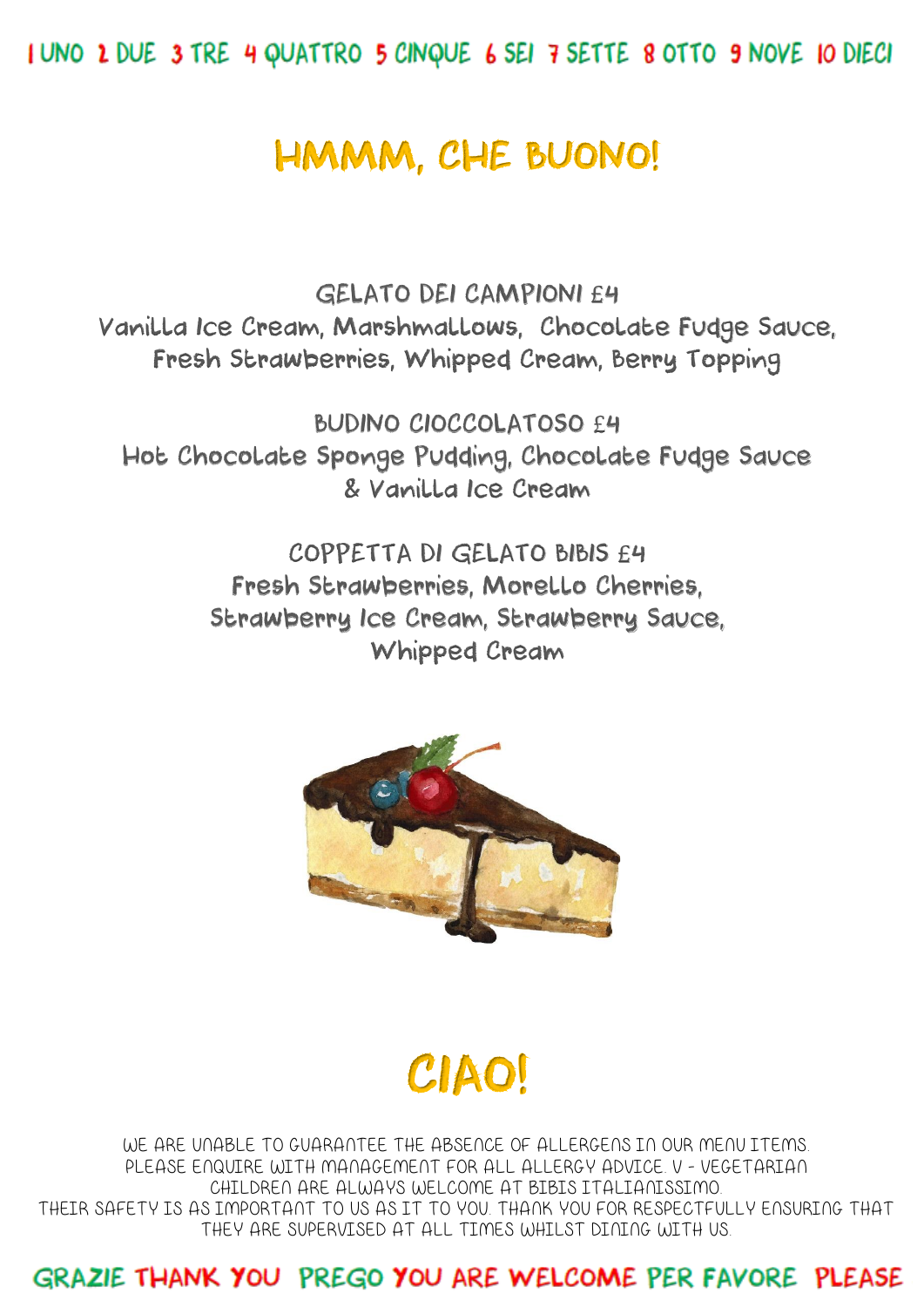1 UNO 2 DUE 3 TRE 4 QUATTRO 5 CINQUE 6 SEI 7 SETTE 8 OTTO 9 NOVE 10 DIECI

# HMMM, CHE BUONO!

### GELATO DEI CAMPIONI £4
Vanilla Ice Cream, Marshmallows, Chocolate Fudge Sauce, Fresh Strawberries, Whipped Cream, Berry Topping

### BUDINO CIOCCOLATOSO £4
Hot Chocolate Sponge Pudding, Chocolate Fudge Sauce & Vanilla Ice Cream

### COPPETTA DI GELATO BIBIS £4
Fresh Strawberries, Morello Cherries, Strawberry Ice Cream, Strawberry Sauce, Whipped Cream

# CIAO!

WE ARE UNABLE TO GUARANTEE THE ABSENCE OF ALLERGENS IN OUR MENU ITEMS. PLEASE ENQUIRE WITH MANAGEMENT FOR ALL ALLERGY ADVICE. V - VEGETARIAN
CHILDREN ARE ALWAYS WELCOME AT BIBIS ITALIANISSIMO.
THEIR SAFETY IS AS IMPORTANT TO US AS IT TO YOU. THANK YOU FOR RESPECTFULLY ENSURING THAT THEY ARE SUPERVISED AT ALL TIMES WHILST DINING WITH US.

GRAZIE THANK YOU PREGO YOU ARE WELCOME PER FAVORE PLEASE